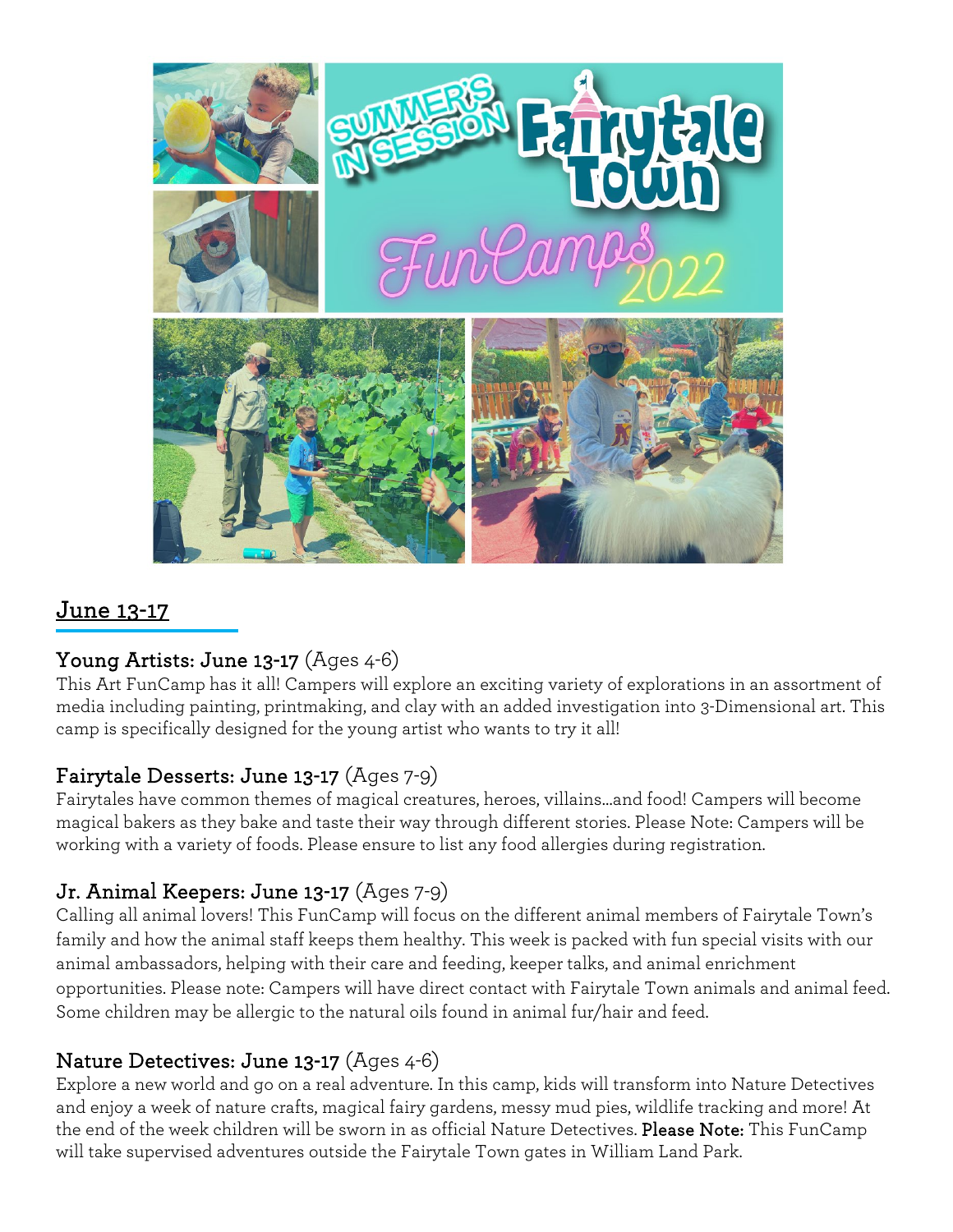## June 13-17

### Young Artists: June 13-17 (Ages 4-6)

This Art FunCamp has it all! Campers will explore an exciting variety of explorations in an assortment of media including painting, printmaking, and clay with an added investigation into 3-Dimensional art. This camp is specifically designed for the young artist who wants to try it all!

### Fairytale Desserts: June 13-17 (Ages 7-9)

Fairytales have common themes of magical creatures, heroes, villains...and food! Campers will become magical bakers as they bake and taste their way through different stories. Please Note: Campers will be working with a variety of foods. Please ensure to list any food allergies during registration.

### Jr. Animal Keepers: June 13-17 (Ages 7-9)

Calling all animal lovers! This FunCamp will focus on the different animal members of Fairytale Town's family and how the animal staff keeps them healthy. This week is packed with fun special visits with our animal ambassadors, helping with their care and feeding, keeper talks, and animal enrichment opportunities. Please note: Campers will have direct contact with Fairytale Town animals and animal feed. Some children may be allergic to the natural oils found in animal fur/hair and feed.

### Nature Detectives: June 13-17 (Ages 4-6)

Explore a new world and go on a real adventure. In this camp, kids will transform into Nature Detectives and enjoy a week of nature crafts, magical fairy gardens, messy mud pies, wildlife tracking and more! At the end of the week children will be sworn in as official Nature Detectives. **Please Note:** This FunCamp will take supervised adventures outside the Fairytale Town gates in William Land Park.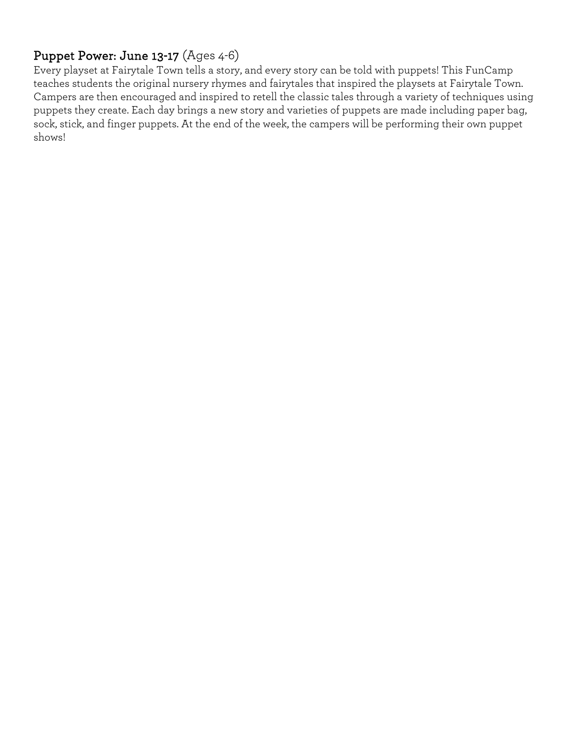**Puppet Power: June 13-17** (Ages 4-6)

Every playset at Fairytale Town tells a story, and every story can be told with puppets! This FunCamp teaches students the original nursery rhymes and fairytales that inspired the playsets at Fairytale Town. Campers are then encouraged and inspired to retell the classic tales through a variety of techniques using puppets they create. Each day brings a new story and varieties of puppets are made including paper bag, sock, stick, and finger puppets. At the end of the week, the campers will be performing their own puppet shows!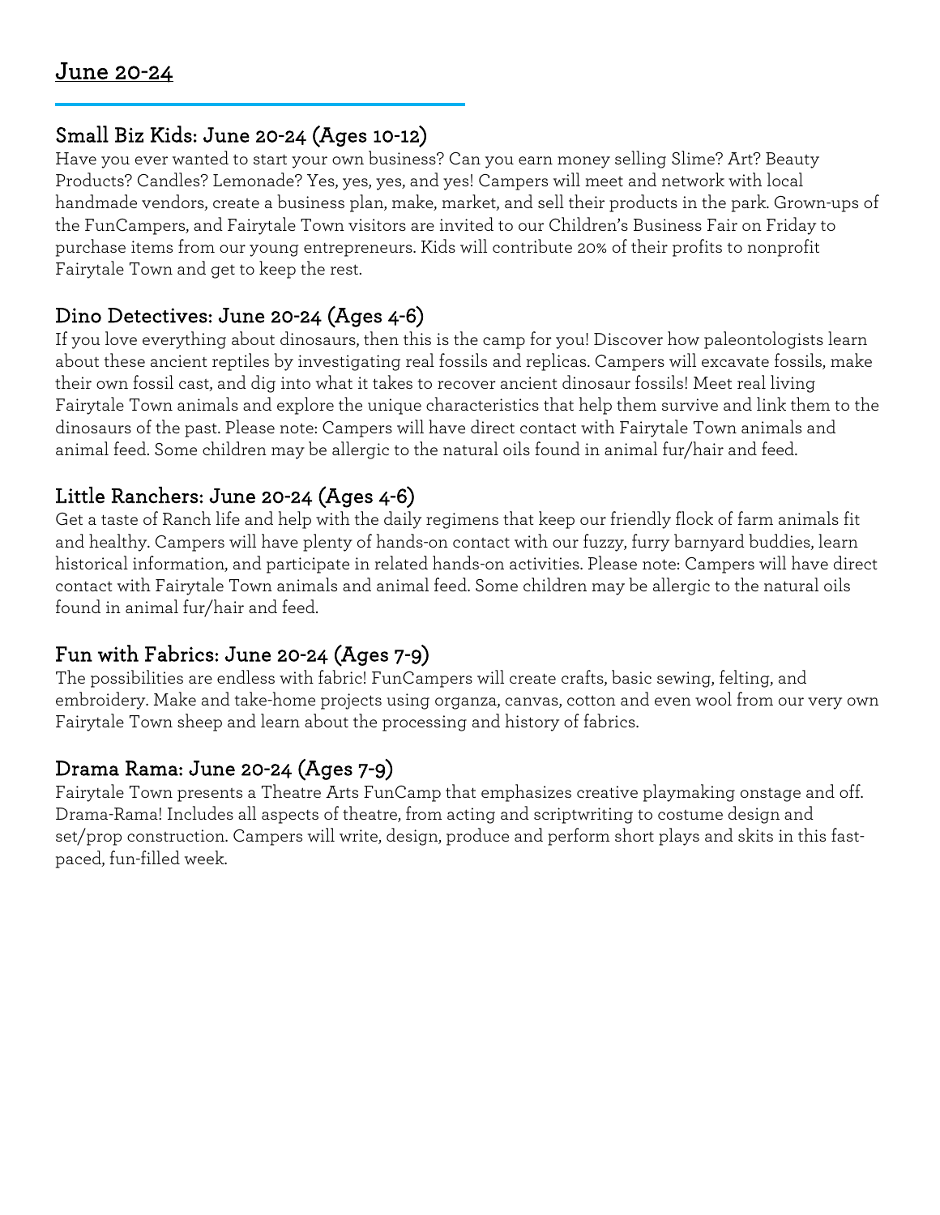## June 20-24

### Small Biz Kids: June 20-24 (Ages 10-12)

Have you ever wanted to start your own business? Can you earn money selling Slime? Art? Beauty Products? Candles? Lemonade? Yes, yes, yes, and yes! Campers will meet and network with local handmade vendors, create a business plan, make, market, and sell their products in the park. Grown-ups of the FunCampers, and Fairytale Town visitors are invited to our Children's Business Fair on Friday to purchase items from our young entrepreneurs. Kids will contribute 20% of their profits to nonprofit Fairytale Town and get to keep the rest.

### Dino Detectives: June 20-24 (Ages 4-6)

If you love everything about dinosaurs, then this is the camp for you! Discover how paleontologists learn about these ancient reptiles by investigating real fossils and replicas. Campers will excavate fossils, make their own fossil cast, and dig into what it takes to recover ancient dinosaur fossils! Meet real living Fairytale Town animals and explore the unique characteristics that help them survive and link them to the dinosaurs of the past. Please note: Campers will have direct contact with Fairytale Town animals and animal feed. Some children may be allergic to the natural oils found in animal fur/hair and feed.

### Little Ranchers: June 20-24 (Ages 4-6)

Get a taste of Ranch life and help with the daily regimens that keep our friendly flock of farm animals fit and healthy. Campers will have plenty of hands-on contact with our fuzzy, furry barnyard buddies, learn historical information, and participate in related hands-on activities. Please note: Campers will have direct contact with Fairytale Town animals and animal feed. Some children may be allergic to the natural oils found in animal fur/hair and feed.

### Fun with Fabrics: June 20-24 (Ages 7-9)

The possibilities are endless with fabric! FunCampers will create crafts, basic sewing, felting, and embroidery. Make and take-home projects using organza, canvas, cotton and even wool from our very own Fairytale Town sheep and learn about the processing and history of fabrics.

### Drama Rama: June 20-24 (Ages 7-9)

Fairytale Town presents a Theatre Arts FunCamp that emphasizes creative playmaking onstage and off. Drama-Rama! Includes all aspects of theatre, from acting and scriptwriting to costume design and set/prop construction. Campers will write, design, produce and perform short plays and skits in this fast-paced, fun-filled week.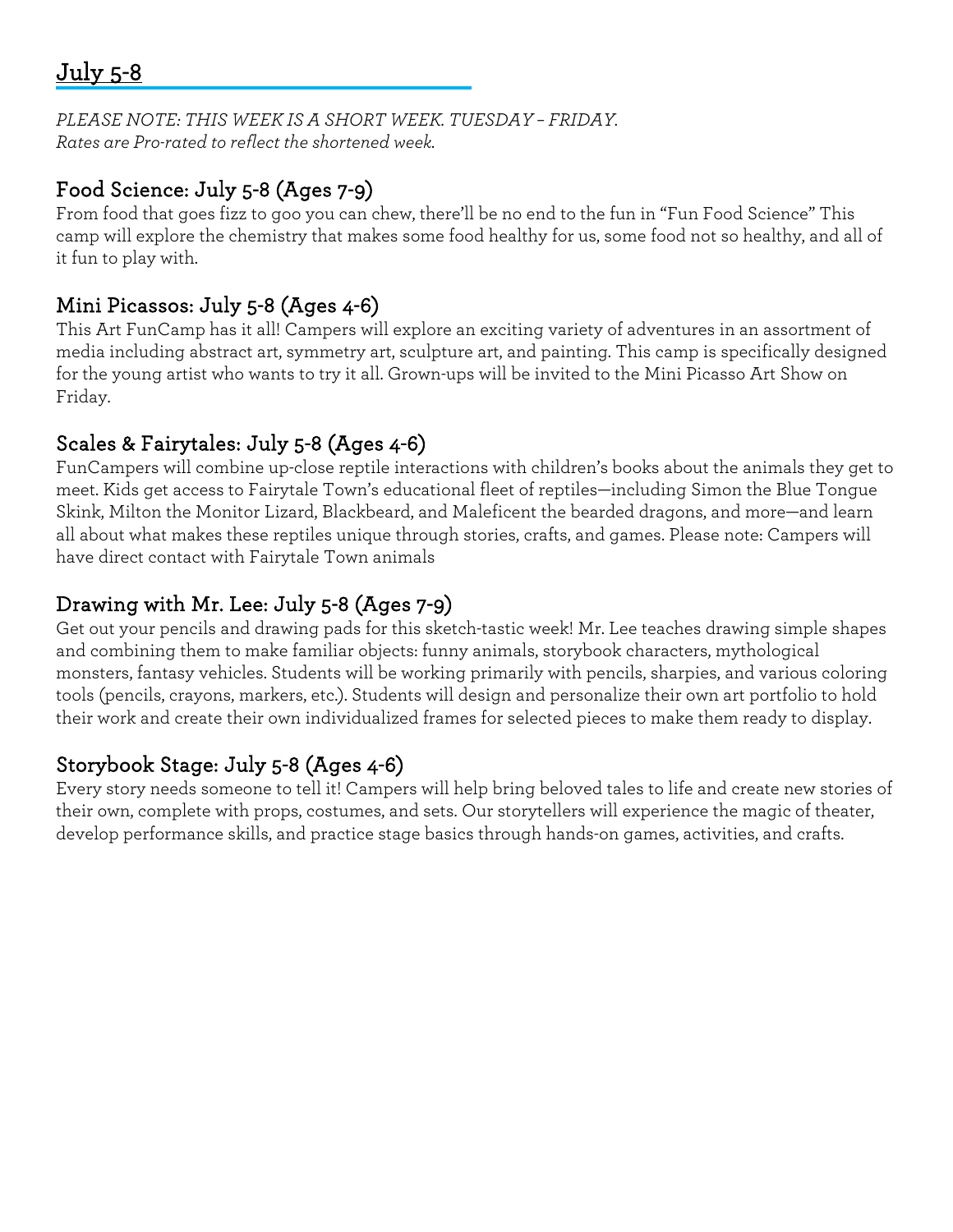## July 5-8

*PLEASE NOTE: THIS WEEK IS A SHORT WEEK. TUESDAY – FRIDAY.*
*Rates are Pro-rated to reflect the shortened week.*

### Food Science: July 5-8 (Ages 7-9)

From food that goes fizz to goo you can chew, there'll be no end to the fun in "Fun Food Science" This camp will explore the chemistry that makes some food healthy for us, some food not so healthy, and all of it fun to play with.

### Mini Picassos: July 5-8 (Ages 4-6)

This Art FunCamp has it all! Campers will explore an exciting variety of adventures in an assortment of media including abstract art, symmetry art, sculpture art, and painting. This camp is specifically designed for the young artist who wants to try it all. Grown-ups will be invited to the Mini Picasso Art Show on Friday.

### Scales & Fairytales: July 5-8 (Ages 4-6)

FunCampers will combine up-close reptile interactions with children's books about the animals they get to meet. Kids get access to Fairytale Town's educational fleet of reptiles—including Simon the Blue Tongue Skink, Milton the Monitor Lizard, Blackbeard, and Maleficent the bearded dragons, and more—and learn all about what makes these reptiles unique through stories, crafts, and games. Please note: Campers will have direct contact with Fairytale Town animals

### Drawing with Mr. Lee: July 5-8 (Ages 7-9)

Get out your pencils and drawing pads for this sketch-tastic week! Mr. Lee teaches drawing simple shapes and combining them to make familiar objects: funny animals, storybook characters, mythological monsters, fantasy vehicles. Students will be working primarily with pencils, sharpies, and various coloring tools (pencils, crayons, markers, etc.). Students will design and personalize their own art portfolio to hold their work and create their own individualized frames for selected pieces to make them ready to display.

### Storybook Stage: July 5-8 (Ages 4-6)

Every story needs someone to tell it! Campers will help bring beloved tales to life and create new stories of their own, complete with props, costumes, and sets. Our storytellers will experience the magic of theater, develop performance skills, and practice stage basics through hands-on games, activities, and crafts.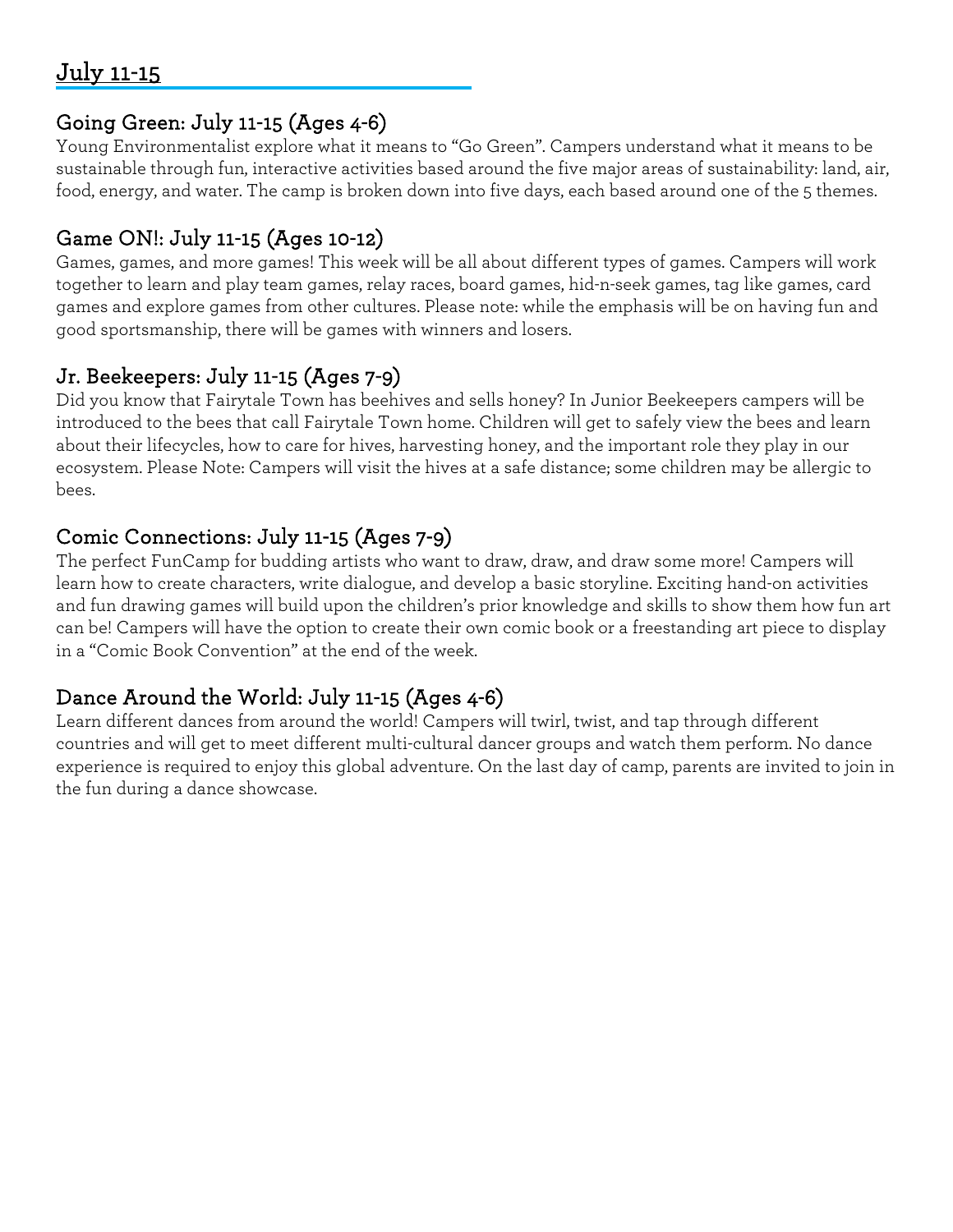## July 11-15

### Going Green: July 11-15 (Ages 4-6)

Young Environmentalist explore what it means to "Go Green". Campers understand what it means to be sustainable through fun, interactive activities based around the five major areas of sustainability: land, air, food, energy, and water. The camp is broken down into five days, each based around one of the 5 themes.

### Game ON!: July 11-15 (Ages 10-12)

Games, games, and more games! This week will be all about different types of games. Campers will work together to learn and play team games, relay races, board games, hid-n-seek games, tag like games, card games and explore games from other cultures. Please note: while the emphasis will be on having fun and good sportsmanship, there will be games with winners and losers.

### Jr. Beekeepers: July 11-15 (Ages 7-9)

Did you know that Fairytale Town has beehives and sells honey? In Junior Beekeepers campers will be introduced to the bees that call Fairytale Town home. Children will get to safely view the bees and learn about their lifecycles, how to care for hives, harvesting honey, and the important role they play in our ecosystem. Please Note: Campers will visit the hives at a safe distance; some children may be allergic to bees.

### Comic Connections: July 11-15 (Ages 7-9)

The perfect FunCamp for budding artists who want to draw, draw, and draw some more! Campers will learn how to create characters, write dialogue, and develop a basic storyline. Exciting hand-on activities and fun drawing games will build upon the children's prior knowledge and skills to show them how fun art can be! Campers will have the option to create their own comic book or a freestanding art piece to display in a "Comic Book Convention" at the end of the week.

### Dance Around the World: July 11-15 (Ages 4-6)

Learn different dances from around the world! Campers will twirl, twist, and tap through different countries and will get to meet different multi-cultural dancer groups and watch them perform. No dance experience is required to enjoy this global adventure. On the last day of camp, parents are invited to join in the fun during a dance showcase.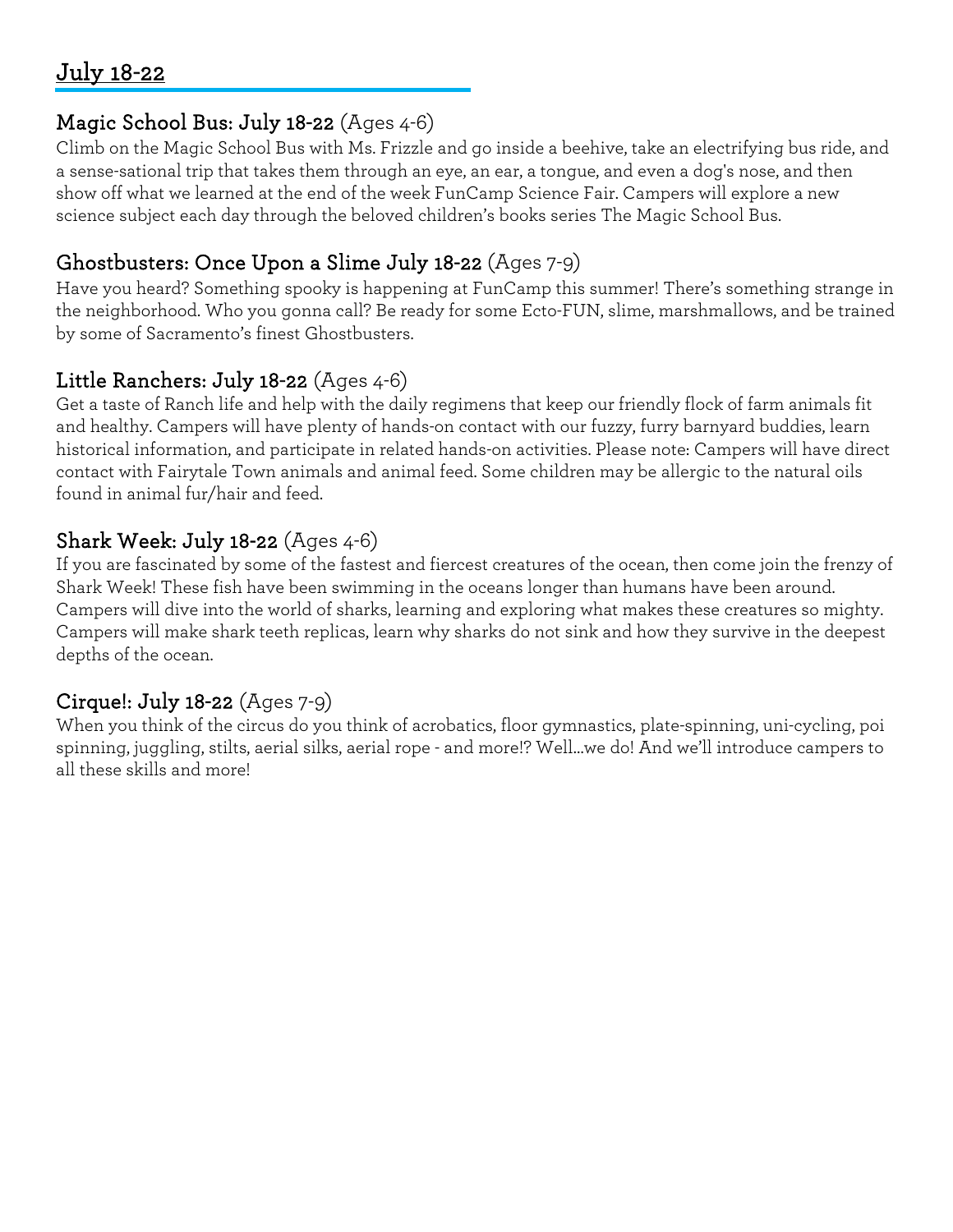## July 18-22

### Magic School Bus: July 18-22 (Ages 4-6)

Climb on the Magic School Bus with Ms. Frizzle and go inside a beehive, take an electrifying bus ride, and a sense-sational trip that takes them through an eye, an ear, a tongue, and even a dog's nose, and then show off what we learned at the end of the week FunCamp Science Fair. Campers will explore a new science subject each day through the beloved children's books series The Magic School Bus.

### Ghostbusters: Once Upon a Slime July 18-22 (Ages 7-9)

Have you heard? Something spooky is happening at FunCamp this summer! There's something strange in the neighborhood. Who you gonna call? Be ready for some Ecto-FUN, slime, marshmallows, and be trained by some of Sacramento's finest Ghostbusters.

### Little Ranchers: July 18-22 (Ages 4-6)

Get a taste of Ranch life and help with the daily regimens that keep our friendly flock of farm animals fit and healthy. Campers will have plenty of hands-on contact with our fuzzy, furry barnyard buddies, learn historical information, and participate in related hands-on activities. Please note: Campers will have direct contact with Fairytale Town animals and animal feed. Some children may be allergic to the natural oils found in animal fur/hair and feed.

### Shark Week: July 18-22 (Ages 4-6)

If you are fascinated by some of the fastest and fiercest creatures of the ocean, then come join the frenzy of Shark Week! These fish have been swimming in the oceans longer than humans have been around. Campers will dive into the world of sharks, learning and exploring what makes these creatures so mighty. Campers will make shark teeth replicas, learn why sharks do not sink and how they survive in the deepest depths of the ocean.

### Cirque!: July 18-22 (Ages 7-9)

When you think of the circus do you think of acrobatics, floor gymnastics, plate-spinning, uni-cycling, poi spinning, juggling, stilts, aerial silks, aerial rope - and more!? Well...we do! And we'll introduce campers to all these skills and more!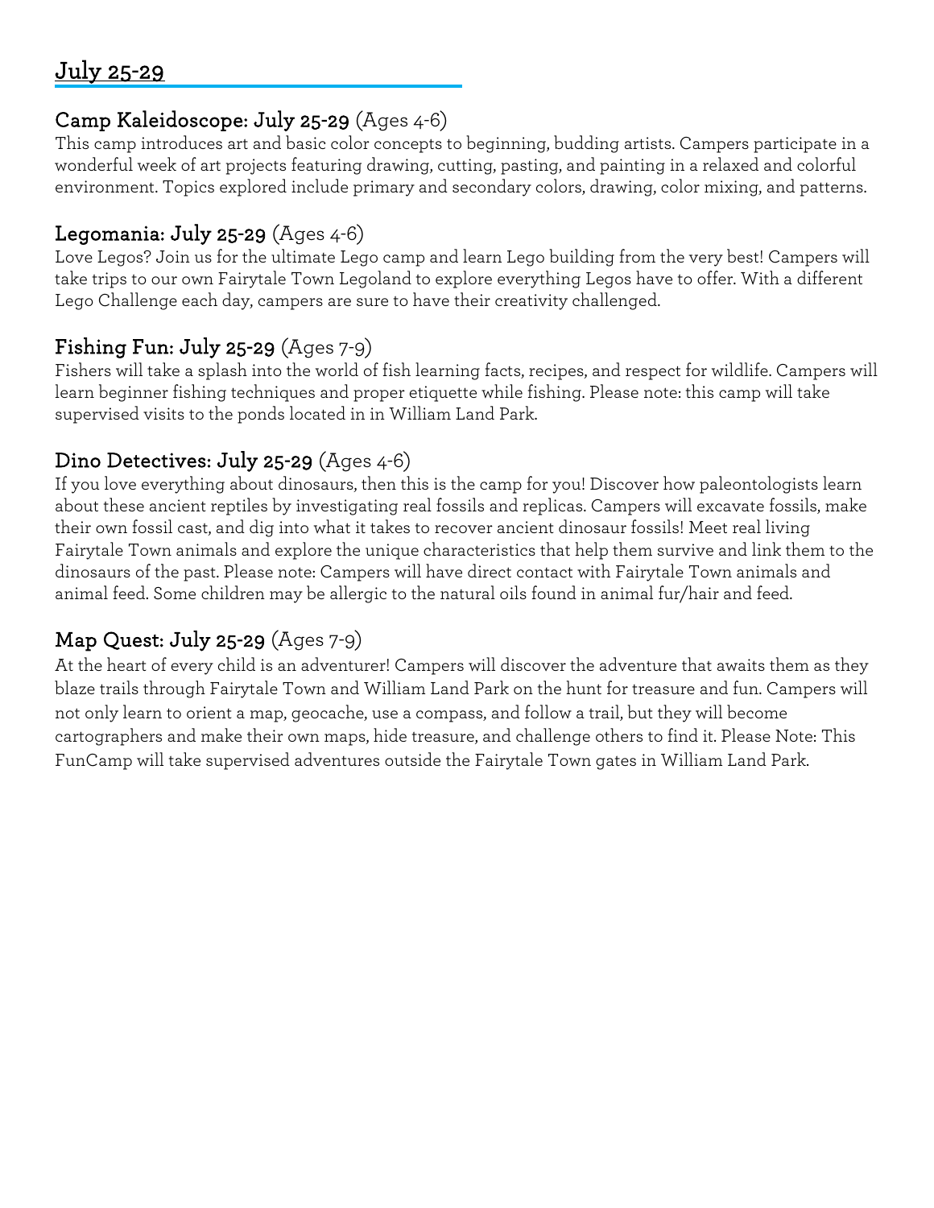## July 25-29

### Camp Kaleidoscope: July 25-29 (Ages 4-6)

This camp introduces art and basic color concepts to beginning, budding artists. Campers participate in a wonderful week of art projects featuring drawing, cutting, pasting, and painting in a relaxed and colorful environment. Topics explored include primary and secondary colors, drawing, color mixing, and patterns.

### Legomania: July 25-29 (Ages 4-6)

Love Legos? Join us for the ultimate Lego camp and learn Lego building from the very best! Campers will take trips to our own Fairytale Town Legoland to explore everything Legos have to offer. With a different Lego Challenge each day, campers are sure to have their creativity challenged.

### Fishing Fun: July 25-29 (Ages 7-9)

Fishers will take a splash into the world of fish learning facts, recipes, and respect for wildlife. Campers will learn beginner fishing techniques and proper etiquette while fishing. Please note: this camp will take supervised visits to the ponds located in in William Land Park.

### Dino Detectives: July 25-29 (Ages 4-6)

If you love everything about dinosaurs, then this is the camp for you! Discover how paleontologists learn about these ancient reptiles by investigating real fossils and replicas. Campers will excavate fossils, make their own fossil cast, and dig into what it takes to recover ancient dinosaur fossils! Meet real living Fairytale Town animals and explore the unique characteristics that help them survive and link them to the dinosaurs of the past. Please note: Campers will have direct contact with Fairytale Town animals and animal feed. Some children may be allergic to the natural oils found in animal fur/hair and feed.

### Map Quest: July 25-29 (Ages 7-9)

At the heart of every child is an adventurer! Campers will discover the adventure that awaits them as they blaze trails through Fairytale Town and William Land Park on the hunt for treasure and fun. Campers will not only learn to orient a map, geocache, use a compass, and follow a trail, but they will become cartographers and make their own maps, hide treasure, and challenge others to find it. Please Note: This FunCamp will take supervised adventures outside the Fairytale Town gates in William Land Park.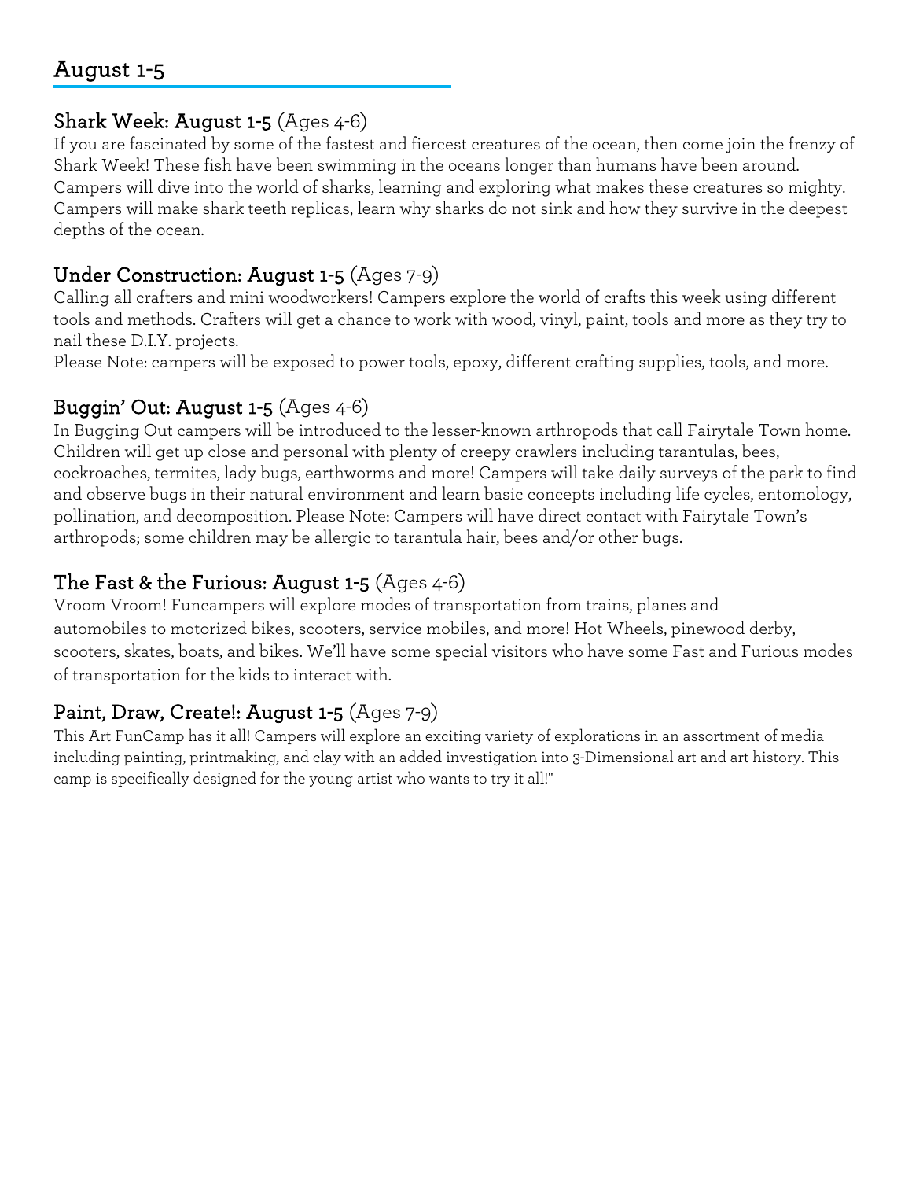## August 1-5

### Shark Week: August 1-5 (Ages 4-6)

If you are fascinated by some of the fastest and fiercest creatures of the ocean, then come join the frenzy of Shark Week! These fish have been swimming in the oceans longer than humans have been around. Campers will dive into the world of sharks, learning and exploring what makes these creatures so mighty. Campers will make shark teeth replicas, learn why sharks do not sink and how they survive in the deepest depths of the ocean.

### Under Construction: August 1-5 (Ages 7-9)

Calling all crafters and mini woodworkers! Campers explore the world of crafts this week using different tools and methods. Crafters will get a chance to work with wood, vinyl, paint, tools and more as they try to nail these D.I.Y. projects.

Please Note: campers will be exposed to power tools, epoxy, different crafting supplies, tools, and more.

### Buggin' Out: August 1-5 (Ages 4-6)

In Bugging Out campers will be introduced to the lesser-known arthropods that call Fairytale Town home. Children will get up close and personal with plenty of creepy crawlers including tarantulas, bees, cockroaches, termites, lady bugs, earthworms and more! Campers will take daily surveys of the park to find and observe bugs in their natural environment and learn basic concepts including life cycles, entomology, pollination, and decomposition. Please Note: Campers will have direct contact with Fairytale Town's arthropods; some children may be allergic to tarantula hair, bees and/or other bugs.

### The Fast & the Furious: August 1-5 (Ages 4-6)

Vroom Vroom! Funcampers will explore modes of transportation from trains, planes and automobiles to motorized bikes, scooters, service mobiles, and more! Hot Wheels, pinewood derby, scooters, skates, boats, and bikes. We'll have some special visitors who have some Fast and Furious modes of transportation for the kids to interact with.

### Paint, Draw, Create!: August 1-5 (Ages 7-9)

This Art FunCamp has it all! Campers will explore an exciting variety of explorations in an assortment of media including painting, printmaking, and clay with an added investigation into 3-Dimensional art and art history. This camp is specifically designed for the young artist who wants to try it all!"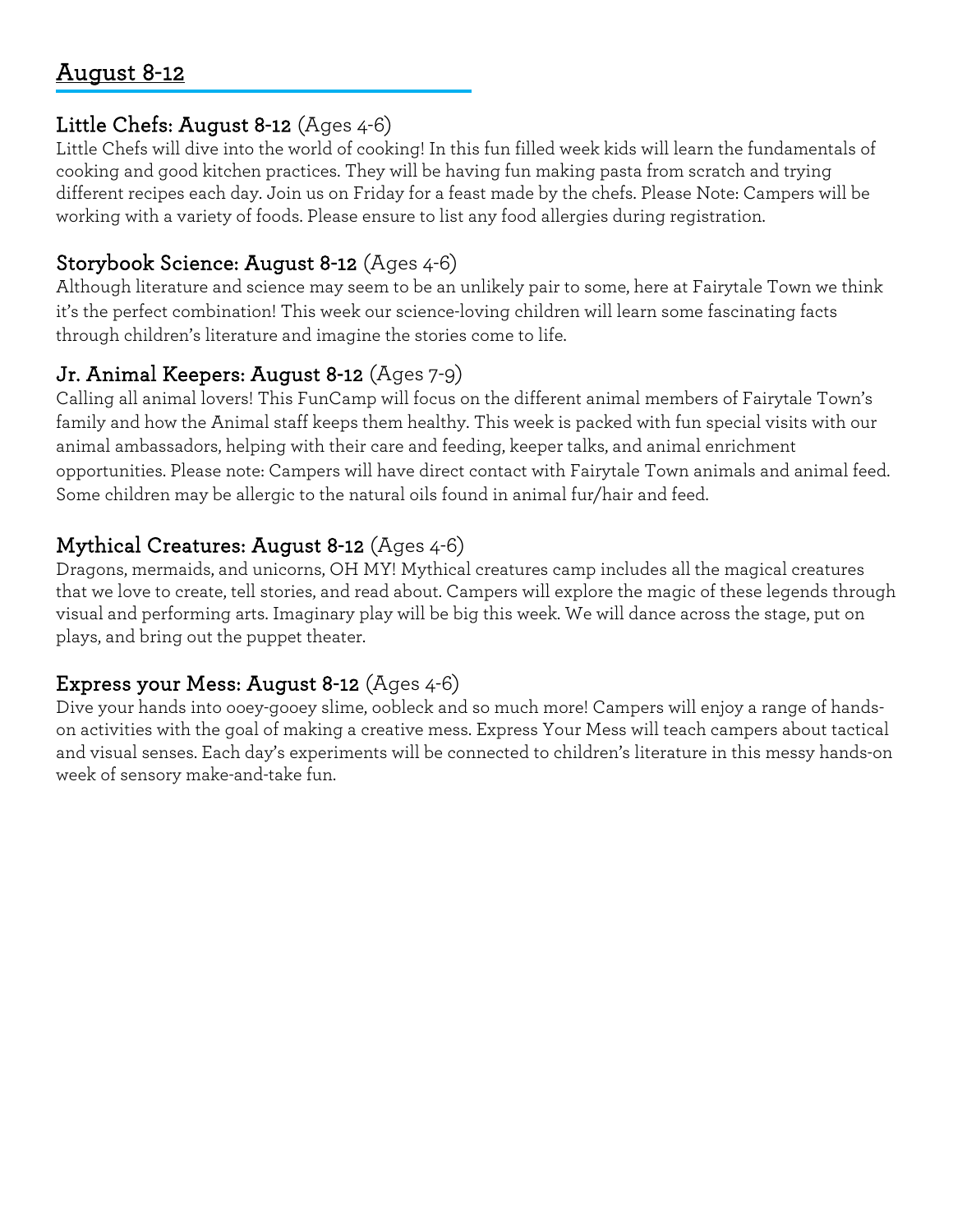## August 8-12

### Little Chefs: August 8-12 (Ages 4-6)

Little Chefs will dive into the world of cooking! In this fun filled week kids will learn the fundamentals of cooking and good kitchen practices. They will be having fun making pasta from scratch and trying different recipes each day. Join us on Friday for a feast made by the chefs. Please Note: Campers will be working with a variety of foods. Please ensure to list any food allergies during registration.

### Storybook Science: August 8-12 (Ages 4-6)

Although literature and science may seem to be an unlikely pair to some, here at Fairytale Town we think it's the perfect combination! This week our science-loving children will learn some fascinating facts through children's literature and imagine the stories come to life.

### Jr. Animal Keepers: August 8-12 (Ages 7-9)

Calling all animal lovers! This FunCamp will focus on the different animal members of Fairytale Town's family and how the Animal staff keeps them healthy. This week is packed with fun special visits with our animal ambassadors, helping with their care and feeding, keeper talks, and animal enrichment opportunities. Please note: Campers will have direct contact with Fairytale Town animals and animal feed. Some children may be allergic to the natural oils found in animal fur/hair and feed.

### Mythical Creatures: August 8-12 (Ages 4-6)

Dragons, mermaids, and unicorns, OH MY! Mythical creatures camp includes all the magical creatures that we love to create, tell stories, and read about. Campers will explore the magic of these legends through visual and performing arts. Imaginary play will be big this week. We will dance across the stage, put on plays, and bring out the puppet theater.

### Express your Mess: August 8-12 (Ages 4-6)

Dive your hands into ooey-gooey slime, oobleck and so much more! Campers will enjoy a range of hands-on activities with the goal of making a creative mess. Express Your Mess will teach campers about tactical and visual senses. Each day's experiments will be connected to children's literature in this messy hands-on week of sensory make-and-take fun.